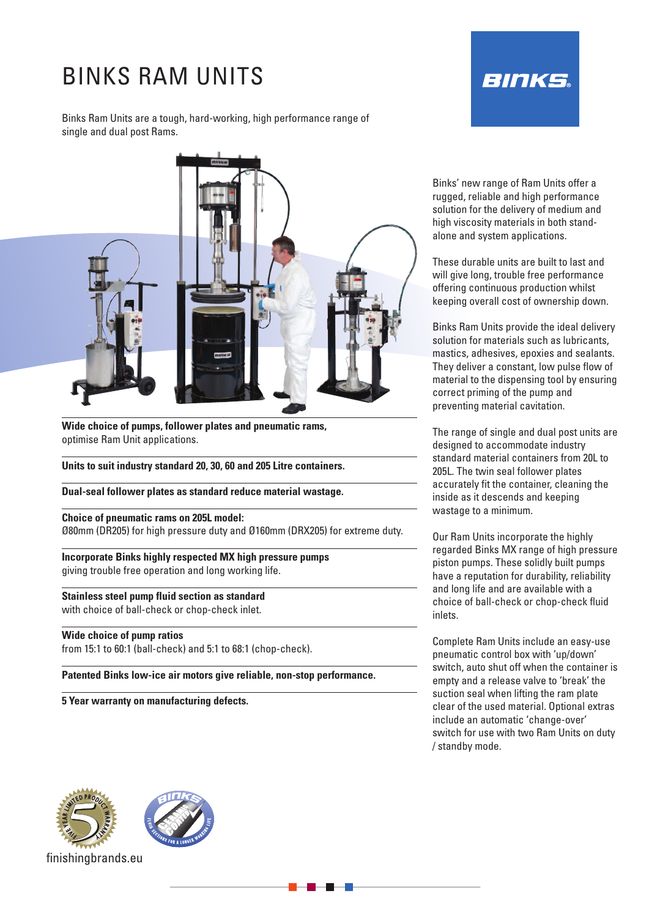# BINKS RAM UNITS

Binks Ram Units are a tough, hard-working, high performance range of single and dual post Rams.

**Wide choice of pumps, follower plates and pneumatic rams,** optimise Ram Unit applications.

**Units to suit industry standard 20, 30, 60 and 205 Litre containers.**

**Dual-seal follower plates as standard reduce material wastage.**

**Choice of pneumatic rams on 205L model:**
Ø80mm (DR205) for high pressure duty and Ø160mm (DRX205) for extreme duty.

**Incorporate Binks highly respected MX high pressure pumps** giving trouble free operation and long working life.

**Stainless steel pump fluid section as standard** with choice of ball-check or chop-check inlet.

**Wide choice of pump ratios** from 15:1 to 60:1 (ball-check) and 5:1 to 68:1 (chop-check).

**Patented Binks low-ice air motors give reliable, non-stop performance.**

**5 Year warranty on manufacturing defects.**

Binks' new range of Ram Units offer a rugged, reliable and high performance solution for the delivery of medium and high viscosity materials in both stand-alone and system applications.

These durable units are built to last and will give long, trouble free performance offering continuous production whilst keeping overall cost of ownership down.

Binks Ram Units provide the ideal delivery solution for materials such as lubricants, mastics, adhesives, epoxies and sealants. They deliver a constant, low pulse flow of material to the dispensing tool by ensuring correct priming of the pump and preventing material cavitation.

The range of single and dual post units are designed to accommodate industry standard material containers from 20L to 205L. The twin seal follower plates accurately fit the container, cleaning the inside as it descends and keeping wastage to a minimum.

Our Ram Units incorporate the highly regarded Binks MX range of high pressure piston pumps. These solidly built pumps have a reputation for durability, reliability and long life and are available with a choice of ball-check or chop-check fluid inlets.

Complete Ram Units include an easy-use pneumatic control box with 'up/down' switch, auto shut off when the container is empty and a release valve to 'break' the suction seal when lifting the ram plate clear of the used material. Optional extras include an automatic 'change-over' switch for use with two Ram Units on duty / standby mode.

finishingbrands.eu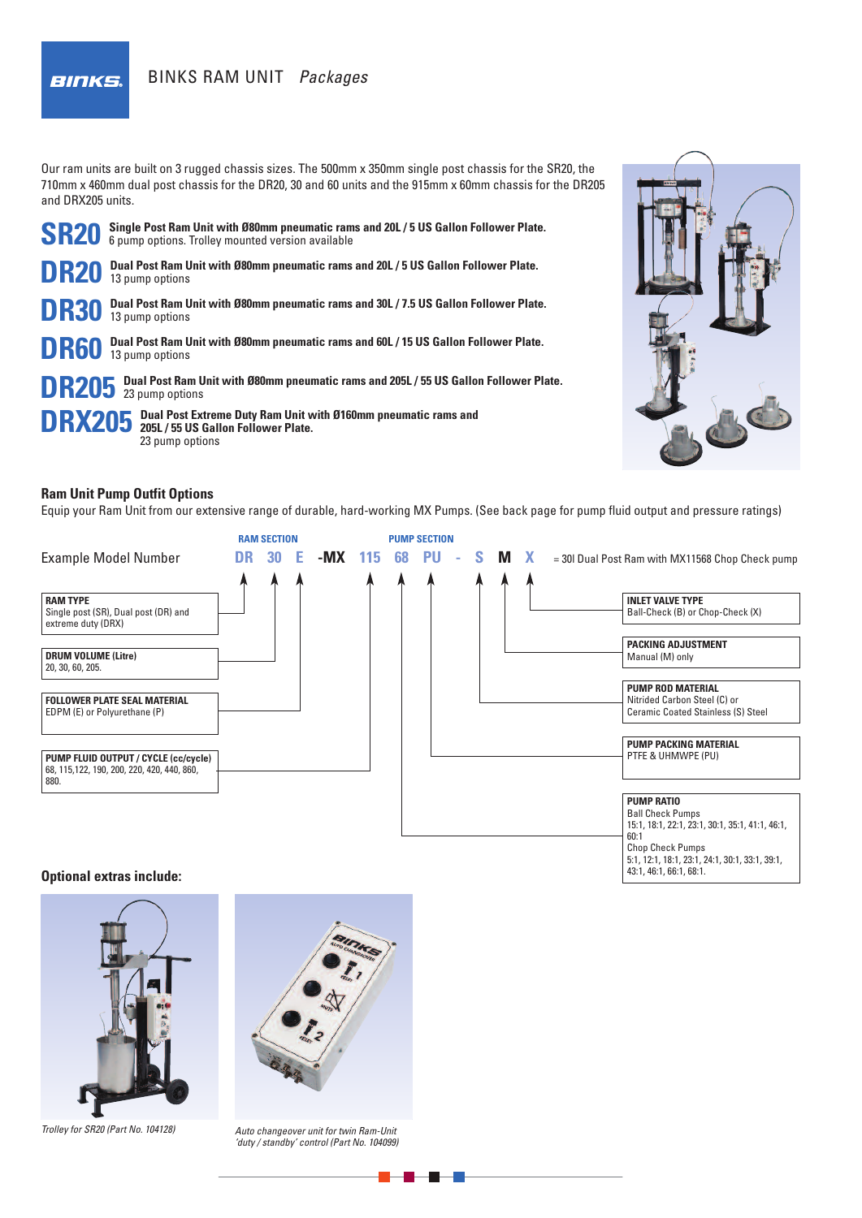# BINKS RAM UNIT *Packages*

Our ram units are built on 3 rugged chassis sizes. The 500mm x 350mm single post chassis for the SR20, the 710mm x 460mm dual post chassis for the DR20, 30 and 60 units and the 915mm x 60mm chassis for the DR205 and DRX205 units.

**SR20** **Single Post Ram Unit with Ø80mm pneumatic rams and 20L / 5 US Gallon Follower Plate.**
6 pump options. Trolley mounted version available

**DR20** **Dual Post Ram Unit with Ø80mm pneumatic rams and 20L / 5 US Gallon Follower Plate.**
13 pump options

**DR30** **Dual Post Ram Unit with Ø80mm pneumatic rams and 30L / 7.5 US Gallon Follower Plate.**
13 pump options

**DR60** **Dual Post Ram Unit with Ø80mm pneumatic rams and 60L / 15 US Gallon Follower Plate.**
13 pump options

**DR205** **Dual Post Ram Unit with Ø80mm pneumatic rams and 205L / 55 US Gallon Follower Plate.**
23 pump options

**DRX205** **Dual Post Extreme Duty Ram Unit with Ø160mm pneumatic rams and 205L / 55 US Gallon Follower Plate.**
23 pump options

## Ram Unit Pump Outfit Options

Equip your Ram Unit from our extensive range of durable, hard-working MX Pumps. (See back page for pump fluid output and pressure ratings)

Example Model Number: **RAM SECTION** DR 30 E -MX **PUMP SECTION** 115 68 PU - S M X = 30l Dual Post Ram with MX11568 Chop Check pump

**RAM TYPE**
Single post (SR), Dual post (DR) and extreme duty (DRX)

**DRUM VOLUME (Litre)**
20, 30, 60, 205.

**FOLLOWER PLATE SEAL MATERIAL**
EDPM (E) or Polyurethane (P)

**PUMP FLUID OUTPUT / CYCLE (cc/cycle)**
68, 115,122, 190, 200, 220, 420, 440, 860, 880.

**INLET VALVE TYPE**
Ball-Check (B) or Chop-Check (X)

**PACKING ADJUSTMENT**
Manual (M) only

**PUMP ROD MATERIAL**
Nitrided Carbon Steel (C) or Ceramic Coated Stainless (S) Steel

**PUMP PACKING MATERIAL**
PTFE & UHMWPE (PU)

**PUMP RATIO**
Ball Check Pumps
15:1, 18:1, 22:1, 23:1, 30:1, 35:1, 41:1, 46:1, 60:1
Chop Check Pumps
5:1, 12:1, 18:1, 23:1, 24:1, 30:1, 33:1, 39:1, 43:1, 46:1, 66:1, 68:1.

## Optional extras include:

*Trolley for SR20 (Part No. 104128)*

*Auto changeover unit for twin Ram-Unit 'duty / standby' control (Part No. 104099)*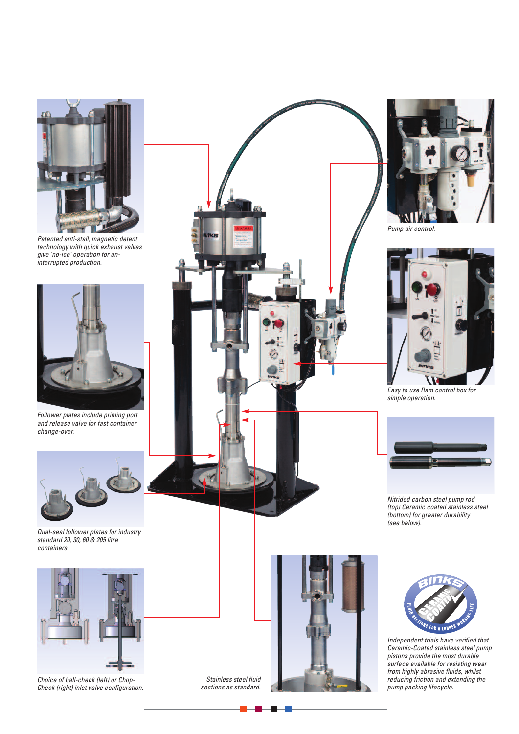*Patented anti-stall, magnetic detent technology with quick exhaust valves give 'no-ice' operation for un-interrupted production.*

*Follower plates include priming port and release valve for fast container change-over.*

*Dual-seal follower plates for industry standard 20, 30, 60 & 205 litre containers.*

*Choice of ball-check (left) or Chop-Check (right) inlet valve configuration.*

*Stainless steel fluid sections as standard.*

*Pump air control.*

*Easy to use Ram control box for simple operation.*

*Nitrided carbon steel pump rod (top) Ceramic coated stainless steel (bottom) for greater durability (see below).*

*Independent trials have verified that Ceramic-Coated stainless steel pump pistons provide the most durable surface available for resisting wear from highly abrasive fluids, whilst reducing friction and extending the pump packing lifecycle.*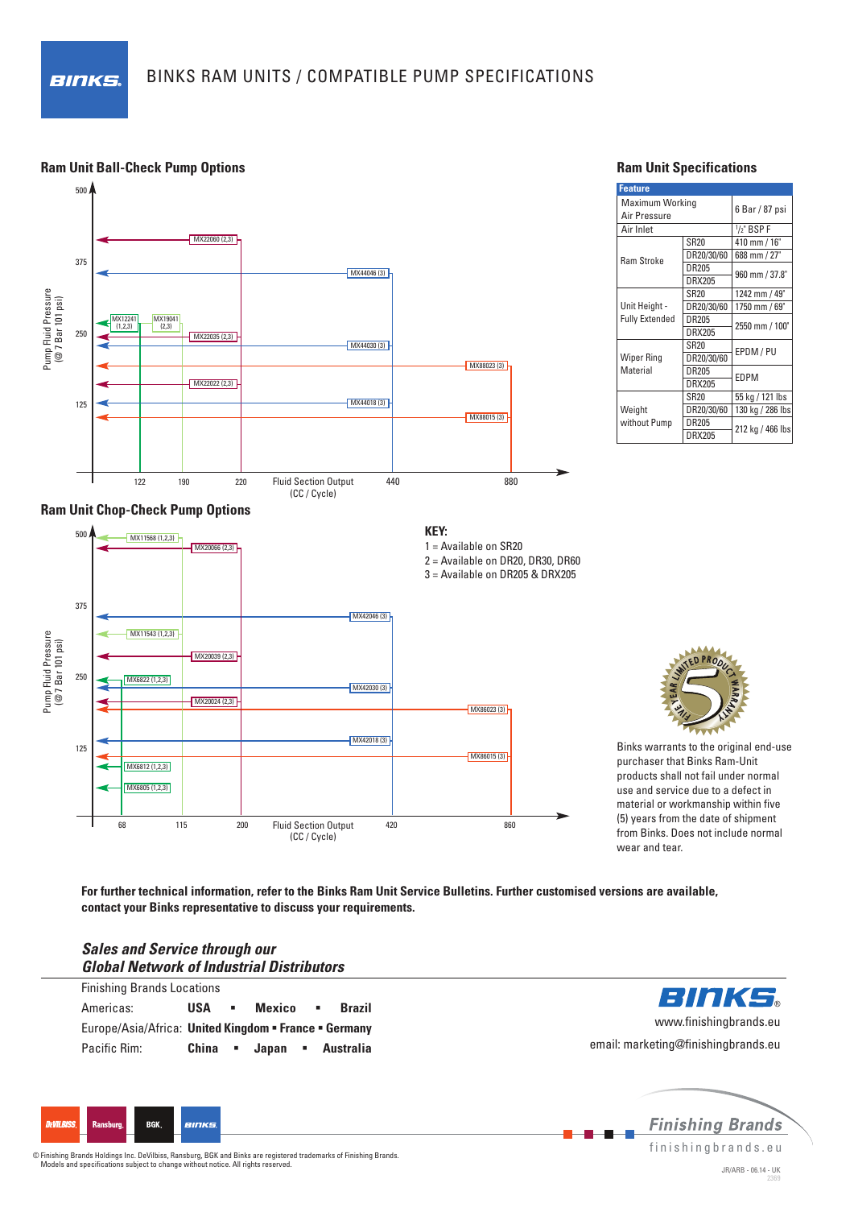# BINKS RAM UNITS / COMPATIBLE PUMP SPECIFICATIONS

## Ram Unit Ball-Check Pump Options

Pump Fluid Pressure (@ 7 Bar 101 psi)

500
375
250
125

MX22060 (2,3)
MX44046 (3)
MX12241 (1,2,3)
MX19041 (2,3)
MX22035 (2,3)
MX44030 (3)
MX88023 (3)
MX22022 (2,3)
MX44018 (3)
MX88015 (3)

122 190 220 Fluid Section Output (CC / Cycle) 440 880

## Ram Unit Chop-Check Pump Options

Pump Fluid Pressure (@ 7 Bar 101 psi)

500
375
250
125

MX11568 (1,2,3)
MX20066 (2,3)
MX42046 (3)
MX11543 (1,2,3)
MX20039 (2,3)
MX6822 (1,2,3)
MX42030 (3)
MX20024 (2,3)
MX86023 (3)
MX42018 (3)
MX86015 (3)
MX6812 (1,2,3)
MX6805 (1,2,3)

68 115 200 Fluid Section Output (CC / Cycle) 420 860

**KEY:**
1 = Available on SR20
2 = Available on DR20, DR30, DR60
3 = Available on DR205 & DRX205

## Ram Unit Specifications

| Feature | | |
|---|---|---|
| Maximum Working Air Pressure | | 6 Bar / 87 psi |
| Air Inlet | | ½" BSP F |
| Ram Stroke | SR20 | 410 mm / 16" |
| | DR20/30/60 | 688 mm / 27" |
| | DR205 | 960 mm / 37.8" |
| | DRX205 | |
| Unit Height - Fully Extended | SR20 | 1242 mm / 49" |
| | DR20/30/60 | 1750 mm / 69" |
| | DR205 | 2550 mm / 100" |
| | DRX205 | |
| Wiper Ring Material | SR20 | EPDM / PU |
| | DR20/30/60 | |
| | DR205 | EPDM |
| | DRX205 | |
| Weight without Pump | SR20 | 55 kg / 121 lbs |
| | DR20/30/60 | 130 kg / 286 lbs |
| | DR205 | 212 kg / 466 lbs |
| | DRX205 | |

FIVE YEAR LIMITED PRODUCT WARRANTY

Binks warrants to the original end-use purchaser that Binks Ram-Unit products shall not fail under normal use and service due to a defect in material or workmanship within five (5) years from the date of shipment from Binks. Does not include normal wear and tear.

**For further technical information, refer to the Binks Ram Unit Service Bulletins. Further customised versions are available, contact your Binks representative to discuss your requirements.**

***Sales and Service through our Global Network of Industrial Distributors***

Finishing Brands Locations

Americas: **USA ▪ Mexico ▪ Brazil**

Europe/Asia/Africa: **United Kingdom ▪ France ▪ Germany**

Pacific Rim: **China ▪ Japan ▪ Australia**

BINKS®

www.finishingbrands.eu

email: marketing@finishingbrands.eu

Finishing Brands
finishingbrands.eu

© Finishing Brands Holdings Inc. DeVilbiss, Ransburg, BGK and Binks are registered trademarks of Finishing Brands. Models and specifications subject to change without notice. All rights reserved.

JR/ARB - 06.14 - UK
2369